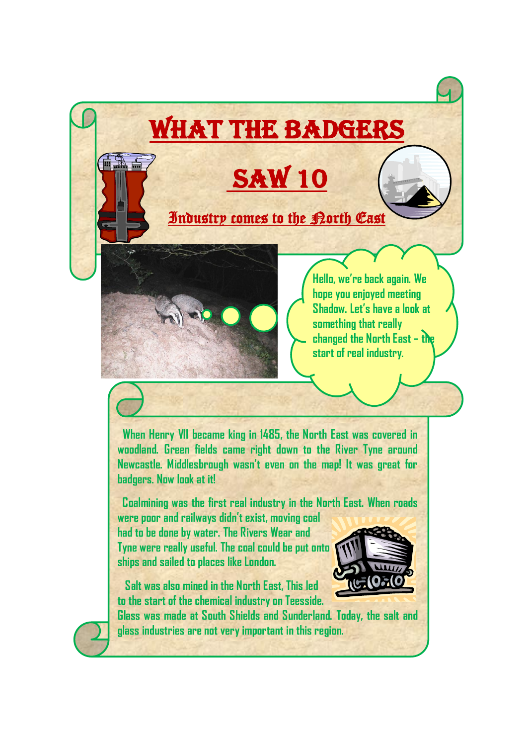# WHAT THE BADGERS SAW 10

## Industry comes to the North East

Hello, we're back again. We hope you enjoyed meeting Shadow. Let's have a look at something that really changed the North East – the start of real industry.

When Henry VII became king in 1485, the North East was covered in woodland. Green fields came right down to the River Tyne around Newcastle. Middlesbrough wasn't even on the map! It was great for badgers. Now look at it!

Coalmining was the first real industry in the North East. When roads were poor and railways didn't exist, moving coal had to be done by water. The Rivers Wear and Tyne were really useful. The coal could be put onto ships and sailed to places like London.

Salt was also mined in the North East, This led to the start of the chemical industry on Teesside. Glass was made at South Shields and Sunderland. Today, the salt and glass industries are not very important in this region.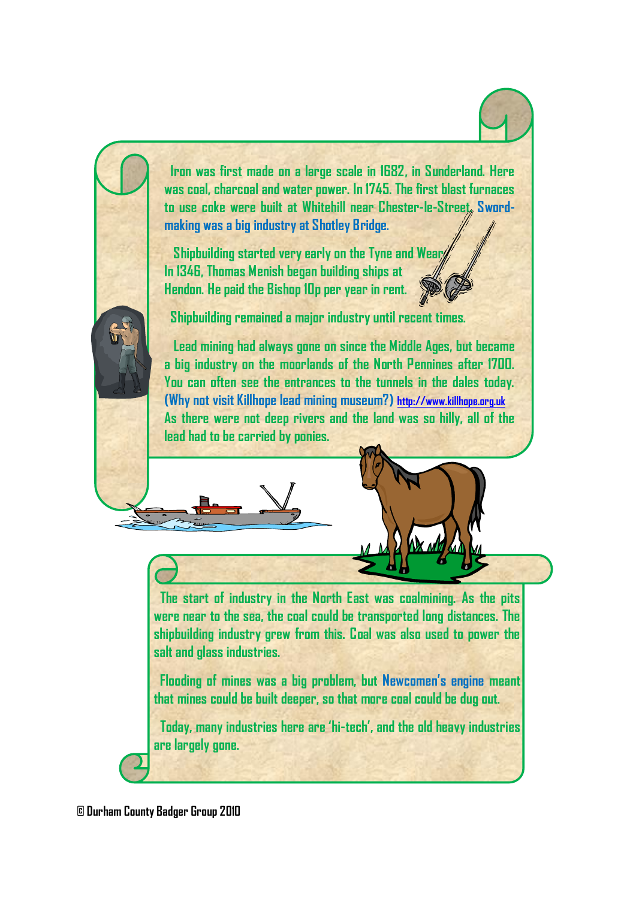Iron was first made on a large scale in 1682, in Sunderland. Here was coal, charcoal and water power. In 1745. The first blast furnaces to use coke were built at Whitehill near Chester-le-Street. Sword-making was a big industry at Shotley Bridge.

Shipbuilding started very early on the Tyne and Wear. In 1346, Thomas Menish began building ships at Hendon. He paid the Bishop 10p per year in rent.

Shipbuilding remained a major industry until recent times.

Lead mining had always gone on since the Middle Ages, but became a big industry on the moorlands of the North Pennines after 1700. You can often see the entrances to the tunnels in the dales today. (Why not visit Killhope lead mining museum?) http://www.killhope.org.uk As there were not deep rivers and the land was so hilly, all of the lead had to be carried by ponies.

The start of industry in the North East was coalmining. As the pits were near to the sea, the coal could be transported long distances. The shipbuilding industry grew from this. Coal was also used to power the salt and glass industries.

Flooding of mines was a big problem, but Newcomen's engine meant that mines could be built deeper, so that more coal could be dug out.

Today, many industries here are 'hi-tech', and the old heavy industries are largely gone.

© Durham County Badger Group 2010